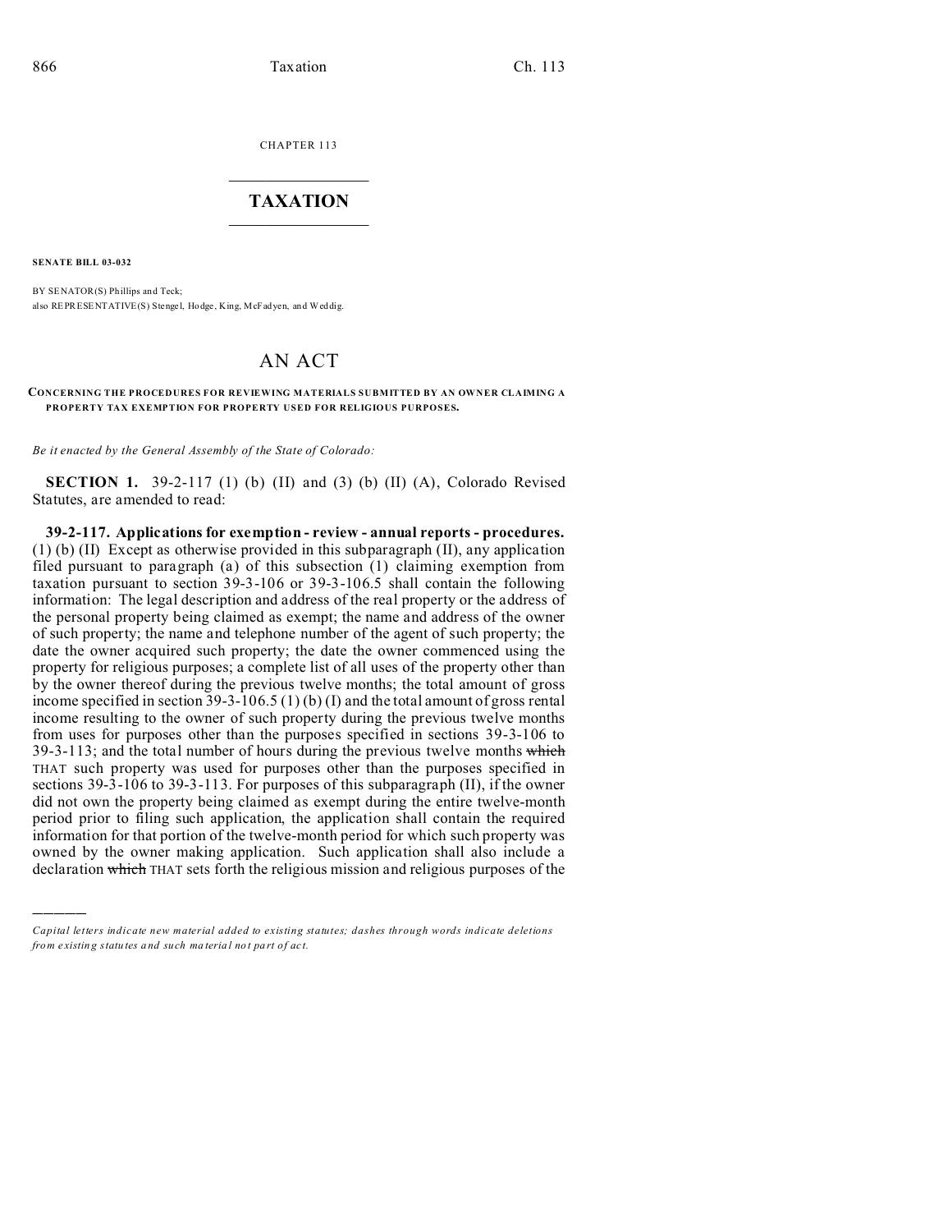CHAPTER 113

# TAXATION

**SENATE BILL 03-032**

BY SENATOR(S) Phillips and Teck;
also REPRESENTATIVE(S) Stengel, Hodge, King, McFadyen, and Weddig.

# AN ACT

**CONCERNING THE PROCEDURES FOR REVIEWING MATERIALS SUBMITTED BY AN OWNER CLAIMING A PROPERTY TAX EXEMPTION FOR PROPERTY USED FOR RELIGIOUS PURPOSES.**

*Be it enacted by the General Assembly of the State of Colorado:*

**SECTION 1.** 39-2-117 (1) (b) (II) and (3) (b) (II) (A), Colorado Revised Statutes, are amended to read:

**39-2-117. Applications for exemption - review - annual reports - procedures.** (1) (b) (II) Except as otherwise provided in this subparagraph (II), any application filed pursuant to paragraph (a) of this subsection (1) claiming exemption from taxation pursuant to section 39-3-106 or 39-3-106.5 shall contain the following information: The legal description and address of the real property or the address of the personal property being claimed as exempt; the name and address of the owner of such property; the name and telephone number of the agent of such property; the date the owner acquired such property; the date the owner commenced using the property for religious purposes; a complete list of all uses of the property other than by the owner thereof during the previous twelve months; the total amount of gross income specified in section 39-3-106.5 (1) (b) (I) and the total amount of gross rental income resulting to the owner of such property during the previous twelve months from uses for purposes other than the purposes specified in sections 39-3-106 to 39-3-113; and the total number of hours during the previous twelve months ~~which~~ THAT such property was used for purposes other than the purposes specified in sections 39-3-106 to 39-3-113. For purposes of this subparagraph (II), if the owner did not own the property being claimed as exempt during the entire twelve-month period prior to filing such application, the application shall contain the required information for that portion of the twelve-month period for which such property was owned by the owner making application. Such application shall also include a declaration ~~which~~ THAT sets forth the religious mission and religious purposes of the

---

*Capital letters indicate new material added to existing statutes; dashes through words indicate deletions from existing statutes and such material not part of act.*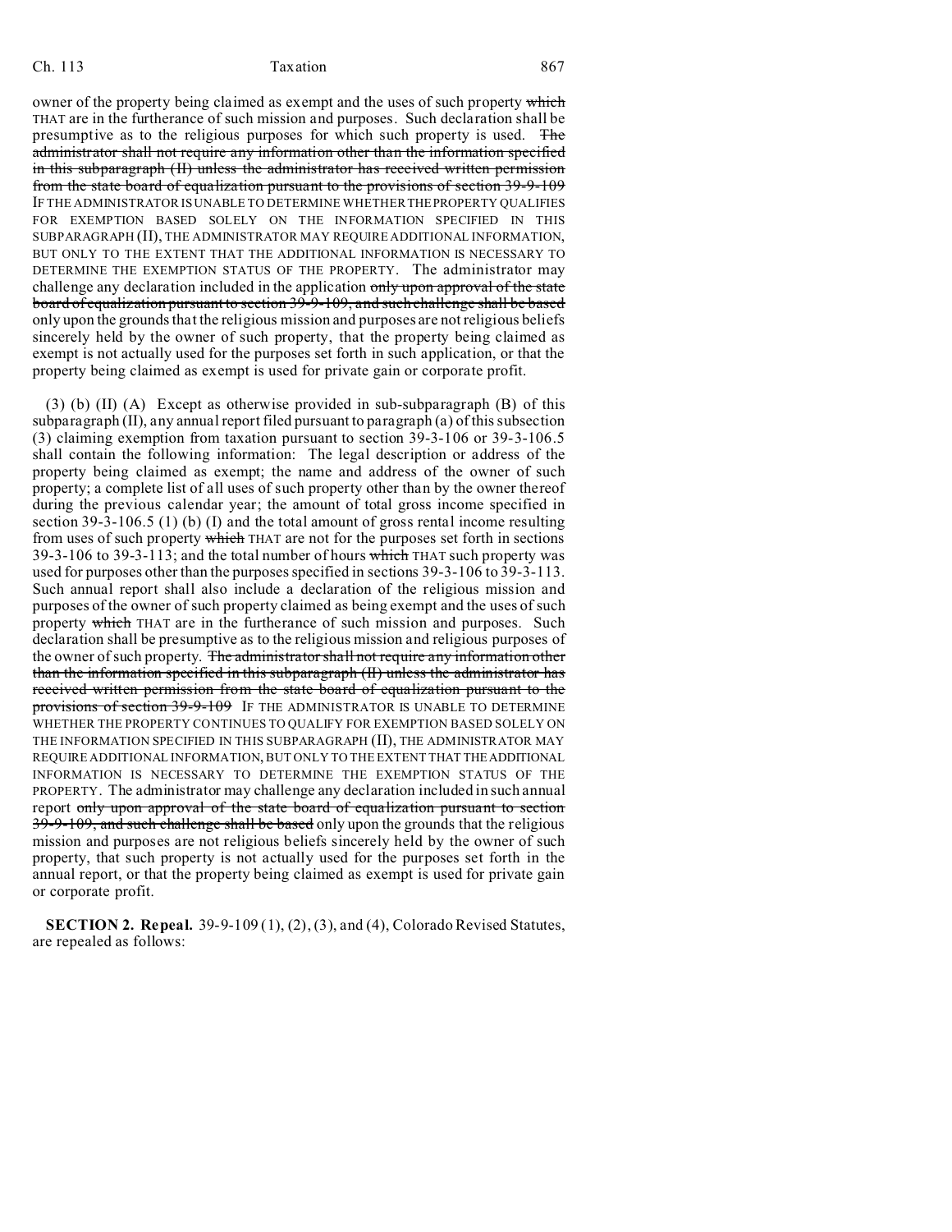owner of the property being claimed as exempt and the uses of such property ~~which~~ THAT are in the furtherance of such mission and purposes. Such declaration shall be presumptive as to the religious purposes for which such property is used. ~~The administrator shall not require any information other than the information specified in this subparagraph (II) unless the administrator has received written permission from the state board of equalization pursuant to the provisions of section 39-9-109~~ IF THE ADMINISTRATOR IS UNABLE TO DETERMINE WHETHER THE PROPERTY QUALIFIES FOR EXEMPTION BASED SOLELY ON THE INFORMATION SPECIFIED IN THIS SUBPARAGRAPH (II), THE ADMINISTRATOR MAY REQUIRE ADDITIONAL INFORMATION, BUT ONLY TO THE EXTENT THAT THE ADDITIONAL INFORMATION IS NECESSARY TO DETERMINE THE EXEMPTION STATUS OF THE PROPERTY. The administrator may challenge any declaration included in the application ~~only upon approval of the state board of equalization pursuant to section 39-9-109, and such challenge shall be based~~ only upon the grounds that the religious mission and purposes are not religious beliefs sincerely held by the owner of such property, that the property being claimed as exempt is not actually used for the purposes set forth in such application, or that the property being claimed as exempt is used for private gain or corporate profit.

(3) (b) (II) (A) Except as otherwise provided in sub-subparagraph (B) of this subparagraph (II), any annual report filed pursuant to paragraph (a) of this subsection (3) claiming exemption from taxation pursuant to section 39-3-106 or 39-3-106.5 shall contain the following information: The legal description or address of the property being claimed as exempt; the name and address of the owner of such property; a complete list of all uses of such property other than by the owner thereof during the previous calendar year; the amount of total gross income specified in section 39-3-106.5 (1) (b) (I) and the total amount of gross rental income resulting from uses of such property ~~which~~ THAT are not for the purposes set forth in sections 39-3-106 to 39-3-113; and the total number of hours ~~which~~ THAT such property was used for purposes other than the purposes specified in sections 39-3-106 to 39-3-113. Such annual report shall also include a declaration of the religious mission and purposes of the owner of such property claimed as being exempt and the uses of such property ~~which~~ THAT are in the furtherance of such mission and purposes. Such declaration shall be presumptive as to the religious mission and religious purposes of the owner of such property. ~~The administrator shall not require any information other than the information specified in this subparagraph (II) unless the administrator has received written permission from the state board of equalization pursuant to the provisions of section 39-9-109~~ IF THE ADMINISTRATOR IS UNABLE TO DETERMINE WHETHER THE PROPERTY CONTINUES TO QUALIFY FOR EXEMPTION BASED SOLELY ON THE INFORMATION SPECIFIED IN THIS SUBPARAGRAPH (II), THE ADMINISTRATOR MAY REQUIRE ADDITIONAL INFORMATION, BUT ONLY TO THE EXTENT THAT THE ADDITIONAL INFORMATION IS NECESSARY TO DETERMINE THE EXEMPTION STATUS OF THE PROPERTY. The administrator may challenge any declaration included in such annual report ~~only upon approval of the state board of equalization pursuant to section 39-9-109, and such challenge shall be based~~ only upon the grounds that the religious mission and purposes are not religious beliefs sincerely held by the owner of such property, that such property is not actually used for the purposes set forth in the annual report, or that the property being claimed as exempt is used for private gain or corporate profit.

**SECTION 2. Repeal.** 39-9-109 (1), (2), (3), and (4), Colorado Revised Statutes, are repealed as follows: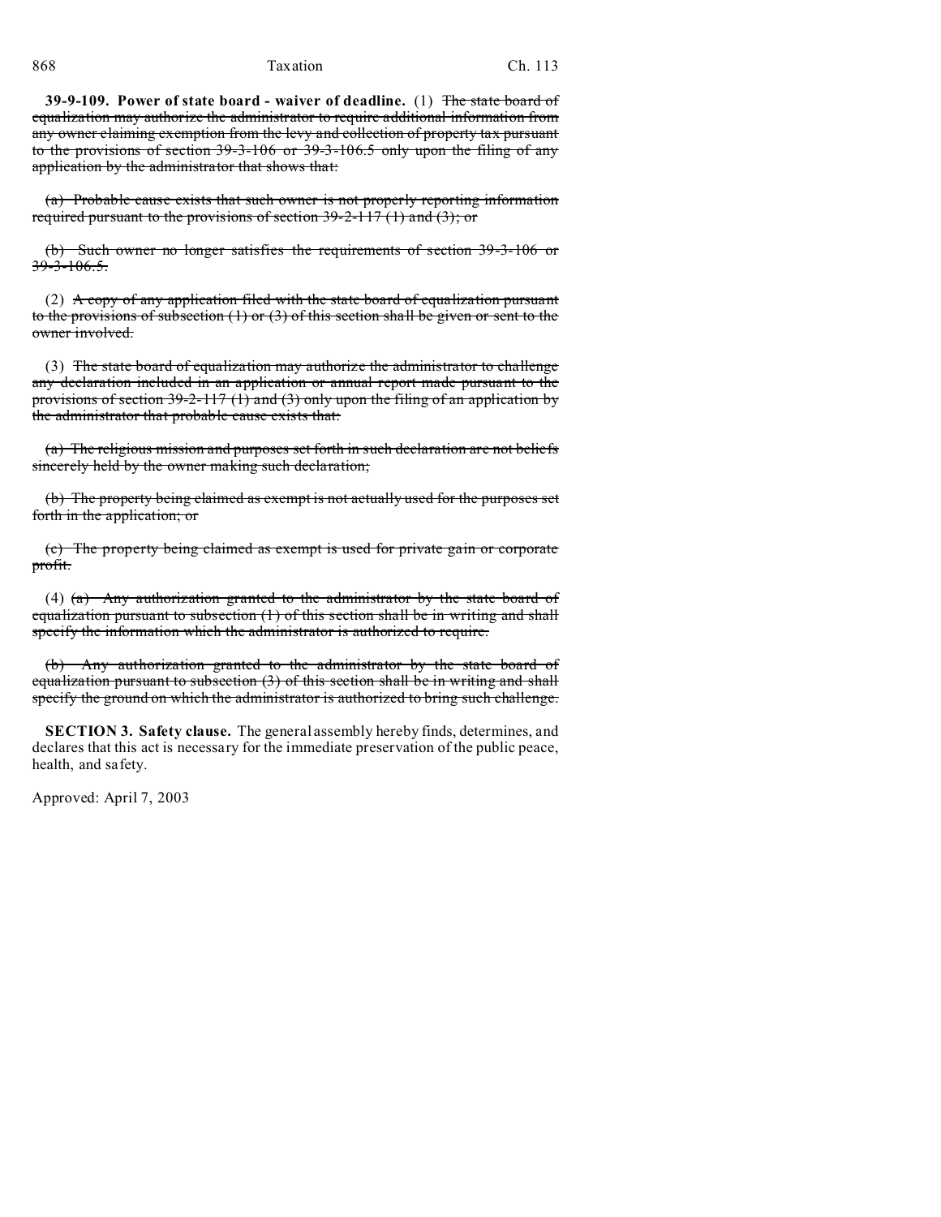**39-9-109. Power of state board - waiver of deadline.** (1) ~~The state board of equalization may authorize the administrator to require additional information from any owner claiming exemption from the levy and collection of property tax pursuant to the provisions of section 39-3-106 or 39-3-106.5 only upon the filing of any application by the administrator that shows that:~~

~~(a) Probable cause exists that such owner is not properly reporting information required pursuant to the provisions of section 39-2-117 (1) and (3); or~~

~~(b) Such owner no longer satisfies the requirements of section 39-3-106 or 39-3-106.5.~~

(2) ~~A copy of any application filed with the state board of equalization pursuant to the provisions of subsection (1) or (3) of this section shall be given or sent to the owner involved.~~

(3) ~~The state board of equalization may authorize the administrator to challenge any declaration included in an application or annual report made pursuant to the provisions of section 39-2-117 (1) and (3) only upon the filing of an application by the administrator that probable cause exists that:~~

~~(a) The religious mission and purposes set forth in such declaration are not beliefs sincerely held by the owner making such declaration;~~

~~(b) The property being claimed as exempt is not actually used for the purposes set forth in the application; or~~

~~(c) The property being claimed as exempt is used for private gain or corporate profit.~~

(4) ~~(a) Any authorization granted to the administrator by the state board of equalization pursuant to subsection (1) of this section shall be in writing and shall specify the information which the administrator is authorized to require.~~

~~(b) Any authorization granted to the administrator by the state board of equalization pursuant to subsection (3) of this section shall be in writing and shall specify the ground on which the administrator is authorized to bring such challenge.~~

**SECTION 3. Safety clause.** The general assembly hereby finds, determines, and declares that this act is necessary for the immediate preservation of the public peace, health, and safety.

Approved: April 7, 2003